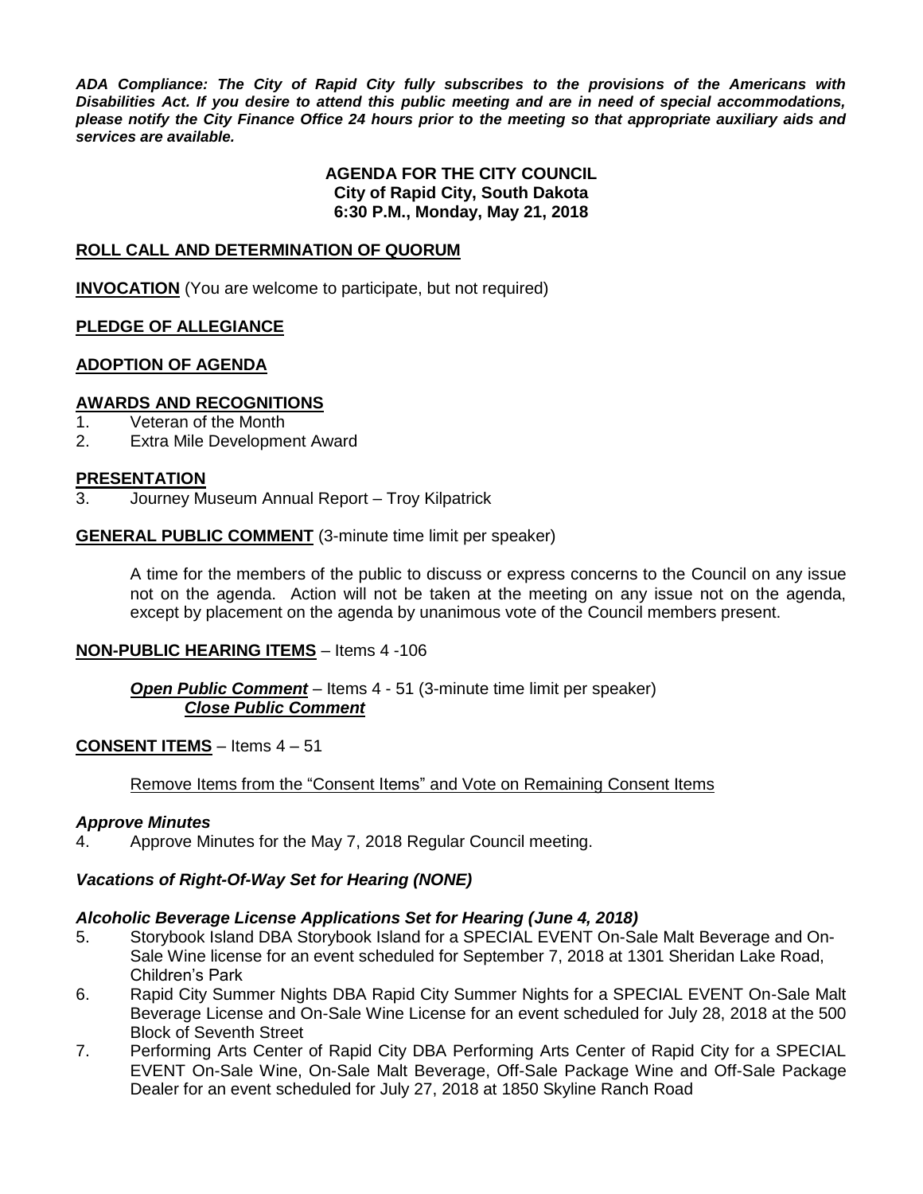***ADA Compliance: The City of Rapid City fully subscribes to the provisions of the Americans with Disabilities Act. If you desire to attend this public meeting and are in need of special accommodations, please notify the City Finance Office 24 hours prior to the meeting so that appropriate auxiliary aids and services are available.***

**AGENDA FOR THE CITY COUNCIL**
**City of Rapid City, South Dakota**
**6:30 P.M., Monday, May 21, 2018**

**ROLL CALL AND DETERMINATION OF QUORUM**

**INVOCATION** (You are welcome to participate, but not required)

**PLEDGE OF ALLEGIANCE**

**ADOPTION OF AGENDA**

**AWARDS AND RECOGNITIONS**

1. Veteran of the Month
2. Extra Mile Development Award

**PRESENTATION**

3. Journey Museum Annual Report – Troy Kilpatrick

**GENERAL PUBLIC COMMENT** (3-minute time limit per speaker)

A time for the members of the public to discuss or express concerns to the Council on any issue not on the agenda. Action will not be taken at the meeting on any issue not on the agenda, except by placement on the agenda by unanimous vote of the Council members present.

**NON-PUBLIC HEARING ITEMS** – Items 4 -106

***Open Public Comment*** – Items 4 - 51 (3-minute time limit per speaker)
***Close Public Comment***

**CONSENT ITEMS** – Items 4 – 51

Remove Items from the "Consent Items" and Vote on Remaining Consent Items

***Approve Minutes***

4. Approve Minutes for the May 7, 2018 Regular Council meeting.

***Vacations of Right-Of-Way Set for Hearing (NONE)***

***Alcoholic Beverage License Applications Set for Hearing (June 4, 2018)***

5. Storybook Island DBA Storybook Island for a SPECIAL EVENT On-Sale Malt Beverage and On-Sale Wine license for an event scheduled for September 7, 2018 at 1301 Sheridan Lake Road, Children's Park
6. Rapid City Summer Nights DBA Rapid City Summer Nights for a SPECIAL EVENT On-Sale Malt Beverage License and On-Sale Wine License for an event scheduled for July 28, 2018 at the 500 Block of Seventh Street
7. Performing Arts Center of Rapid City DBA Performing Arts Center of Rapid City for a SPECIAL EVENT On-Sale Wine, On-Sale Malt Beverage, Off-Sale Package Wine and Off-Sale Package Dealer for an event scheduled for July 27, 2018 at 1850 Skyline Ranch Road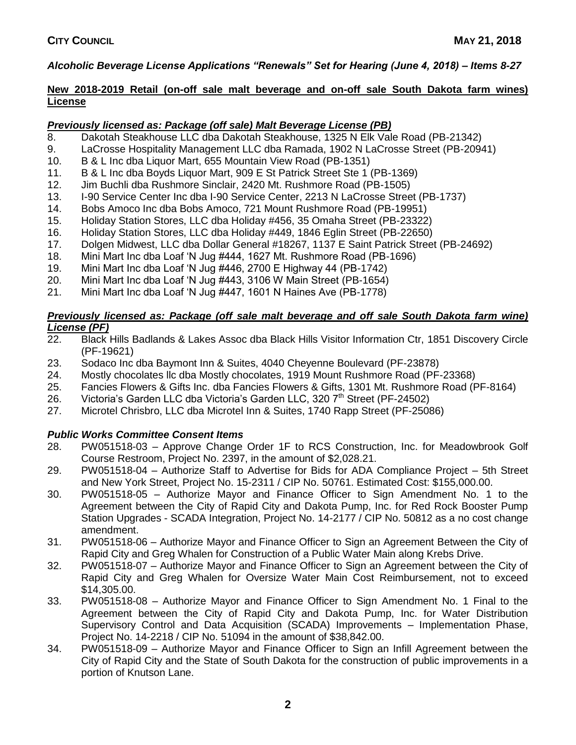*Alcoholic Beverage License Applications "Renewals" Set for Hearing (June 4, 2018) – Items 8-27*

**New 2018-2019 Retail (on-off sale malt beverage and on-off sale South Dakota farm wines) License**

***Previously licensed as: Package (off sale) Malt Beverage License (PB)***

8. Dakotah Steakhouse LLC dba Dakotah Steakhouse, 1325 N Elk Vale Road (PB-21342)
9. LaCrosse Hospitality Management LLC dba Ramada, 1902 N LaCrosse Street (PB-20941)
10. B & L Inc dba Liquor Mart, 655 Mountain View Road (PB-1351)
11. B & L Inc dba Boyds Liquor Mart, 909 E St Patrick Street Ste 1 (PB-1369)
12. Jim Buchli dba Rushmore Sinclair, 2420 Mt. Rushmore Road (PB-1505)
13. I-90 Service Center Inc dba I-90 Service Center, 2213 N LaCrosse Street (PB-1737)
14. Bobs Amoco Inc dba Bobs Amoco, 721 Mount Rushmore Road (PB-19951)
15. Holiday Station Stores, LLC dba Holiday #456, 35 Omaha Street (PB-23322)
16. Holiday Station Stores, LLC dba Holiday #449, 1846 Eglin Street (PB-22650)
17. Dolgen Midwest, LLC dba Dollar General #18267, 1137 E Saint Patrick Street (PB-24692)
18. Mini Mart Inc dba Loaf 'N Jug #444, 1627 Mt. Rushmore Road (PB-1696)
19. Mini Mart Inc dba Loaf 'N Jug #446, 2700 E Highway 44 (PB-1742)
20. Mini Mart Inc dba Loaf 'N Jug #443, 3106 W Main Street (PB-1654)
21. Mini Mart Inc dba Loaf 'N Jug #447, 1601 N Haines Ave (PB-1778)

***Previously licensed as: Package (off sale malt beverage and off sale South Dakota farm wine) License (PF)***

22. Black Hills Badlands & Lakes Assoc dba Black Hills Visitor Information Ctr, 1851 Discovery Circle (PF-19621)
23. Sodaco Inc dba Baymont Inn & Suites, 4040 Cheyenne Boulevard (PF-23878)
24. Mostly chocolates llc dba Mostly chocolates, 1919 Mount Rushmore Road (PF-23368)
25. Fancies Flowers & Gifts Inc. dba Fancies Flowers & Gifts, 1301 Mt. Rushmore Road (PF-8164)
26. Victoria's Garden LLC dba Victoria's Garden LLC, 320 7th Street (PF-24502)
27. Microtel Chrisbro, LLC dba Microtel Inn & Suites, 1740 Rapp Street (PF-25086)

***Public Works Committee Consent Items***

28. PW051518-03 – Approve Change Order 1F to RCS Construction, Inc. for Meadowbrook Golf Course Restroom, Project No. 2397, in the amount of $2,028.21.
29. PW051518-04 – Authorize Staff to Advertise for Bids for ADA Compliance Project – 5th Street and New York Street, Project No. 15-2311 / CIP No. 50761. Estimated Cost: $155,000.00.
30. PW051518-05 – Authorize Mayor and Finance Officer to Sign Amendment No. 1 to the Agreement between the City of Rapid City and Dakota Pump, Inc. for Red Rock Booster Pump Station Upgrades - SCADA Integration, Project No. 14-2177 / CIP No. 50812 as a no cost change amendment.
31. PW051518-06 – Authorize Mayor and Finance Officer to Sign an Agreement Between the City of Rapid City and Greg Whalen for Construction of a Public Water Main along Krebs Drive.
32. PW051518-07 – Authorize Mayor and Finance Officer to Sign an Agreement between the City of Rapid City and Greg Whalen for Oversize Water Main Cost Reimbursement, not to exceed $14,305.00.
33. PW051518-08 – Authorize Mayor and Finance Officer to Sign Amendment No. 1 Final to the Agreement between the City of Rapid City and Dakota Pump, Inc. for Water Distribution Supervisory Control and Data Acquisition (SCADA) Improvements – Implementation Phase, Project No. 14-2218 / CIP No. 51094 in the amount of $38,842.00.
34. PW051518-09 – Authorize Mayor and Finance Officer to Sign an Infill Agreement between the City of Rapid City and the State of South Dakota for the construction of public improvements in a portion of Knutson Lane.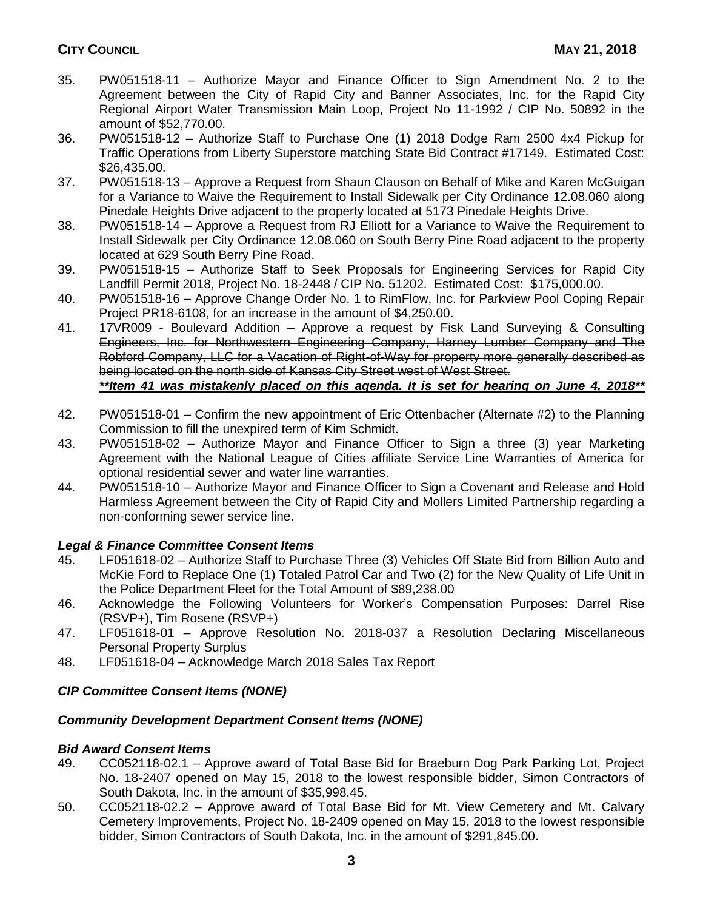35. PW051518-11 – Authorize Mayor and Finance Officer to Sign Amendment No. 2 to the Agreement between the City of Rapid City and Banner Associates, Inc. for the Rapid City Regional Airport Water Transmission Main Loop, Project No 11-1992 / CIP No. 50892 in the amount of $52,770.00.
36. PW051518-12 – Authorize Staff to Purchase One (1) 2018 Dodge Ram 2500 4x4 Pickup for Traffic Operations from Liberty Superstore matching State Bid Contract #17149. Estimated Cost: $26,435.00.
37. PW051518-13 – Approve a Request from Shaun Clauson on Behalf of Mike and Karen McGuigan for a Variance to Waive the Requirement to Install Sidewalk per City Ordinance 12.08.060 along Pinedale Heights Drive adjacent to the property located at 5173 Pinedale Heights Drive.
38. PW051518-14 – Approve a Request from RJ Elliott for a Variance to Waive the Requirement to Install Sidewalk per City Ordinance 12.08.060 on South Berry Pine Road adjacent to the property located at 629 South Berry Pine Road.
39. PW051518-15 – Authorize Staff to Seek Proposals for Engineering Services for Rapid City Landfill Permit 2018, Project No. 18-2448 / CIP No. 51202. Estimated Cost: $175,000.00.
40. PW051518-16 – Approve Change Order No. 1 to RimFlow, Inc. for Parkview Pool Coping Repair Project PR18-6108, for an increase in the amount of $4,250.00.
41. ~~17VR009 - Boulevard Addition – Approve a request by Fisk Land Surveying & Consulting Engineers, Inc. for Northwestern Engineering Company, Harney Lumber Company and The Robford Company, LLC for a Vacation of Right-of-Way for property more generally described as being located on the north side of Kansas City Street west of West Street.~~
    ***Item 41 was mistakenly placed on this agenda. It is set for hearing on June 4, 2018***
42. PW051518-01 – Confirm the new appointment of Eric Ottenbacher (Alternate #2) to the Planning Commission to fill the unexpired term of Kim Schmidt.
43. PW051518-02 – Authorize Mayor and Finance Officer to Sign a three (3) year Marketing Agreement with the National League of Cities affiliate Service Line Warranties of America for optional residential sewer and water line warranties.
44. PW051518-10 – Authorize Mayor and Finance Officer to Sign a Covenant and Release and Hold Harmless Agreement between the City of Rapid City and Mollers Limited Partnership regarding a non-conforming sewer service line.

***Legal & Finance Committee Consent Items***

45. LF051618-02 – Authorize Staff to Purchase Three (3) Vehicles Off State Bid from Billion Auto and McKie Ford to Replace One (1) Totaled Patrol Car and Two (2) for the New Quality of Life Unit in the Police Department Fleet for the Total Amount of $89,238.00
46. Acknowledge the Following Volunteers for Worker's Compensation Purposes: Darrel Rise (RSVP+), Tim Rosene (RSVP+)
47. LF051618-01 – Approve Resolution No. 2018-037 a Resolution Declaring Miscellaneous Personal Property Surplus
48. LF051618-04 – Acknowledge March 2018 Sales Tax Report

***CIP Committee Consent Items (NONE)***

***Community Development Department Consent Items (NONE)***

***Bid Award Consent Items***

49. CC052118-02.1 – Approve award of Total Base Bid for Braeburn Dog Park Parking Lot, Project No. 18-2407 opened on May 15, 2018 to the lowest responsible bidder, Simon Contractors of South Dakota, Inc. in the amount of $35,998.45.
50. CC052118-02.2 – Approve award of Total Base Bid for Mt. View Cemetery and Mt. Calvary Cemetery Improvements, Project No. 18-2409 opened on May 15, 2018 to the lowest responsible bidder, Simon Contractors of South Dakota, Inc. in the amount of $291,845.00.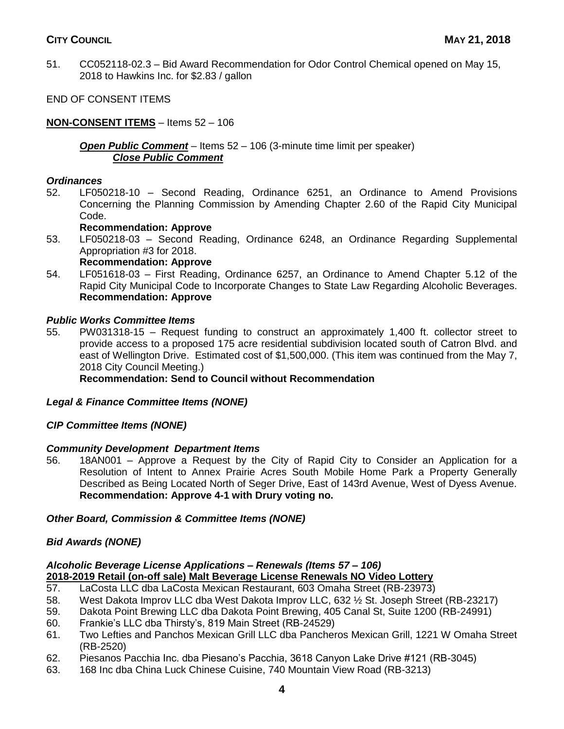51. CC052118-02.3 – Bid Award Recommendation for Odor Control Chemical opened on May 15, 2018 to Hawkins Inc. for $2.83 / gallon

END OF CONSENT ITEMS

**NON-CONSENT ITEMS** – Items 52 – 106

***Open Public Comment*** – Items 52 – 106 (3-minute time limit per speaker)
***Close Public Comment***

### *Ordinances*

52. LF050218-10 – Second Reading, Ordinance 6251, an Ordinance to Amend Provisions Concerning the Planning Commission by Amending Chapter 2.60 of the Rapid City Municipal Code.
    **Recommendation: Approve**
53. LF050218-03 – Second Reading, Ordinance 6248, an Ordinance Regarding Supplemental Appropriation #3 for 2018.
    **Recommendation: Approve**
54. LF051618-03 – First Reading, Ordinance 6257, an Ordinance to Amend Chapter 5.12 of the Rapid City Municipal Code to Incorporate Changes to State Law Regarding Alcoholic Beverages.
    **Recommendation: Approve**

### *Public Works Committee Items*

55. PW031318-15 – Request funding to construct an approximately 1,400 ft. collector street to provide access to a proposed 175 acre residential subdivision located south of Catron Blvd. and east of Wellington Drive. Estimated cost of $1,500,000. (This item was continued from the May 7, 2018 City Council Meeting.)
    **Recommendation: Send to Council without Recommendation**

### *Legal & Finance Committee Items (NONE)*

### *CIP Committee Items (NONE)*

### *Community Development Department Items*

56. 18AN001 – Approve a Request by the City of Rapid City to Consider an Application for a Resolution of Intent to Annex Prairie Acres South Mobile Home Park a Property Generally Described as Being Located North of Seger Drive, East of 143rd Avenue, West of Dyess Avenue.
    **Recommendation: Approve 4-1 with Drury voting no.**

### *Other Board, Commission & Committee Items (NONE)*

### *Bid Awards (NONE)*

### *Alcoholic Beverage License Applications – Renewals (Items 57 – 106)*

**2018-2019 Retail (on-off sale) Malt Beverage License Renewals NO Video Lottery**

57. LaCosta LLC dba LaCosta Mexican Restaurant, 603 Omaha Street (RB-23973)
58. West Dakota Improv LLC dba West Dakota Improv LLC, 632 ½ St. Joseph Street (RB-23217)
59. Dakota Point Brewing LLC dba Dakota Point Brewing, 405 Canal St, Suite 1200 (RB-24991)
60. Frankie's LLC dba Thirsty's, 819 Main Street (RB-24529)
61. Two Lefties and Panchos Mexican Grill LLC dba Pancheros Mexican Grill, 1221 W Omaha Street (RB-2520)
62. Piesanos Pacchia Inc. dba Piesano's Pacchia, 3618 Canyon Lake Drive #121 (RB-3045)
63. 168 Inc dba China Luck Chinese Cuisine, 740 Mountain View Road (RB-3213)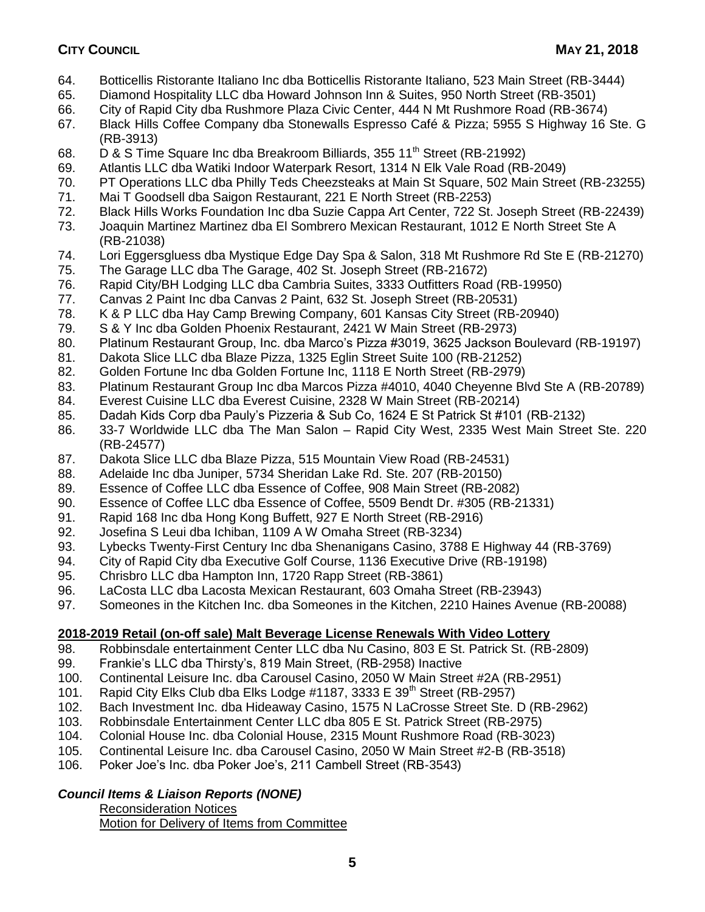64. Botticellis Ristorante Italiano Inc dba Botticellis Ristorante Italiano, 523 Main Street (RB-3444)
65. Diamond Hospitality LLC dba Howard Johnson Inn & Suites, 950 North Street (RB-3501)
66. City of Rapid City dba Rushmore Plaza Civic Center, 444 N Mt Rushmore Road (RB-3674)
67. Black Hills Coffee Company dba Stonewalls Espresso Café & Pizza; 5955 S Highway 16 Ste. G (RB-3913)
68. D & S Time Square Inc dba Breakroom Billiards, 355 11th Street (RB-21992)
69. Atlantis LLC dba Watiki Indoor Waterpark Resort, 1314 N Elk Vale Road (RB-2049)
70. PT Operations LLC dba Philly Teds Cheezsteaks at Main St Square, 502 Main Street (RB-23255)
71. Mai T Goodsell dba Saigon Restaurant, 221 E North Street (RB-2253)
72. Black Hills Works Foundation Inc dba Suzie Cappa Art Center, 722 St. Joseph Street (RB-22439)
73. Joaquin Martinez Martinez dba El Sombrero Mexican Restaurant, 1012 E North Street Ste A (RB-21038)
74. Lori Eggersgluess dba Mystique Edge Day Spa & Salon, 318 Mt Rushmore Rd Ste E (RB-21270)
75. The Garage LLC dba The Garage, 402 St. Joseph Street (RB-21672)
76. Rapid City/BH Lodging LLC dba Cambria Suites, 3333 Outfitters Road (RB-19950)
77. Canvas 2 Paint Inc dba Canvas 2 Paint, 632 St. Joseph Street (RB-20531)
78. K & P LLC dba Hay Camp Brewing Company, 601 Kansas City Street (RB-20940)
79. S & Y Inc dba Golden Phoenix Restaurant, 2421 W Main Street (RB-2973)
80. Platinum Restaurant Group, Inc. dba Marco's Pizza #3019, 3625 Jackson Boulevard (RB-19197)
81. Dakota Slice LLC dba Blaze Pizza, 1325 Eglin Street Suite 100 (RB-21252)
82. Golden Fortune Inc dba Golden Fortune Inc, 1118 E North Street (RB-2979)
83. Platinum Restaurant Group Inc dba Marcos Pizza #4010, 4040 Cheyenne Blvd Ste A (RB-20789)
84. Everest Cuisine LLC dba Everest Cuisine, 2328 W Main Street (RB-20214)
85. Dadah Kids Corp dba Pauly's Pizzeria & Sub Co, 1624 E St Patrick St #101 (RB-2132)
86. 33-7 Worldwide LLC dba The Man Salon – Rapid City West, 2335 West Main Street Ste. 220 (RB-24577)
87. Dakota Slice LLC dba Blaze Pizza, 515 Mountain View Road (RB-24531)
88. Adelaide Inc dba Juniper, 5734 Sheridan Lake Rd. Ste. 207 (RB-20150)
89. Essence of Coffee LLC dba Essence of Coffee, 908 Main Street (RB-2082)
90. Essence of Coffee LLC dba Essence of Coffee, 5509 Bendt Dr. #305 (RB-21331)
91. Rapid 168 Inc dba Hong Kong Buffett, 927 E North Street (RB-2916)
92. Josefina S Leui dba Ichiban, 1109 A W Omaha Street (RB-3234)
93. Lybecks Twenty-First Century Inc dba Shenanigans Casino, 3788 E Highway 44 (RB-3769)
94. City of Rapid City dba Executive Golf Course, 1136 Executive Drive (RB-19198)
95. Chrisbro LLC dba Hampton Inn, 1720 Rapp Street (RB-3861)
96. LaCosta LLC dba Lacosta Mexican Restaurant, 603 Omaha Street (RB-23943)
97. Someones in the Kitchen Inc. dba Someones in the Kitchen, 2210 Haines Avenue (RB-20088)

**2018-2019 Retail (on-off sale) Malt Beverage License Renewals With Video Lottery**

98. Robbinsdale entertainment Center LLC dba Nu Casino, 803 E St. Patrick St. (RB-2809)
99. Frankie's LLC dba Thirsty's, 819 Main Street, (RB-2958) Inactive
100. Continental Leisure Inc. dba Carousel Casino, 2050 W Main Street #2A (RB-2951)
101. Rapid City Elks Club dba Elks Lodge #1187, 3333 E 39th Street (RB-2957)
102. Bach Investment Inc. dba Hideaway Casino, 1575 N LaCrosse Street Ste. D (RB-2962)
103. Robbinsdale Entertainment Center LLC dba 805 E St. Patrick Street (RB-2975)
104. Colonial House Inc. dba Colonial House, 2315 Mount Rushmore Road (RB-3023)
105. Continental Leisure Inc. dba Carousel Casino, 2050 W Main Street #2-B (RB-3518)
106. Poker Joe's Inc. dba Poker Joe's, 211 Cambell Street (RB-3543)

***Council Items & Liaison Reports (NONE)***

Reconsideration Notices

Motion for Delivery of Items from Committee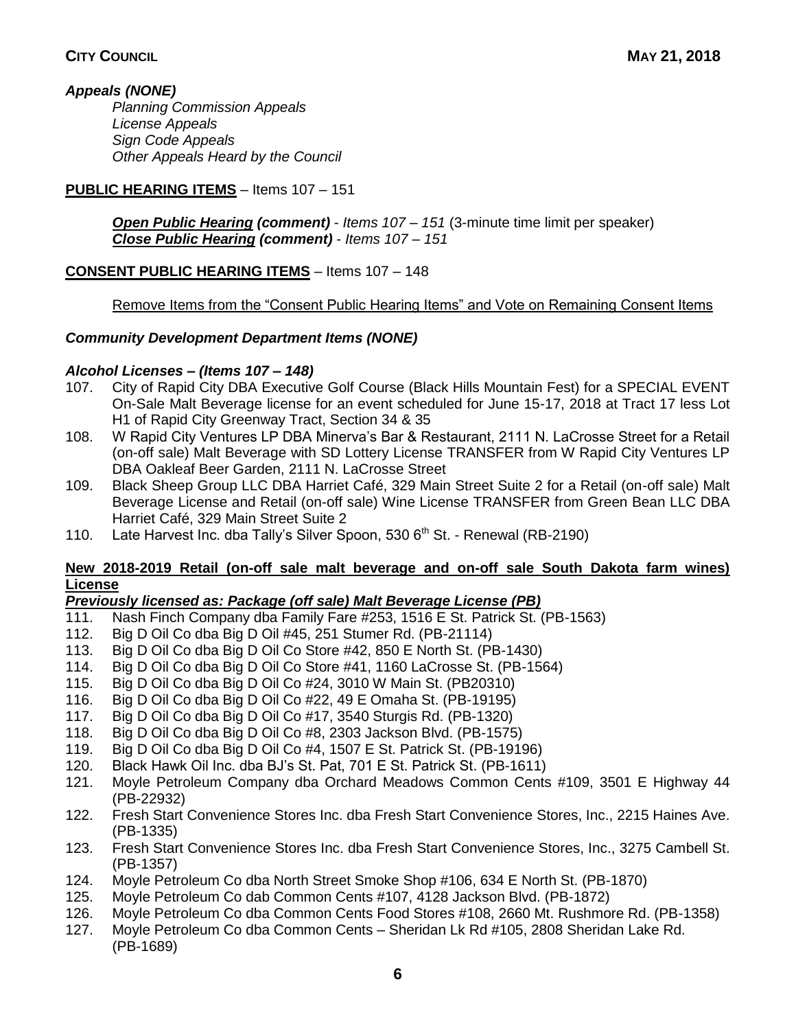### *Appeals (NONE)*

*Planning Commission Appeals*
*License Appeals*
*Sign Code Appeals*
*Other Appeals Heard by the Council*

**PUBLIC HEARING ITEMS** – Items 107 – 151

***Open Public Hearing*** ***(comment)*** - *Items 107 – 151* (3-minute time limit per speaker)
***Close Public Hearing*** ***(comment)*** - *Items 107 – 151*

**CONSENT PUBLIC HEARING ITEMS** – Items 107 – 148

Remove Items from the "Consent Public Hearing Items" and Vote on Remaining Consent Items

### *Community Development Department Items (NONE)*

### *Alcohol Licenses – (Items 107 – 148)*

107. City of Rapid City DBA Executive Golf Course (Black Hills Mountain Fest) for a SPECIAL EVENT On-Sale Malt Beverage license for an event scheduled for June 15-17, 2018 at Tract 17 less Lot H1 of Rapid City Greenway Tract, Section 34 & 35
108. W Rapid City Ventures LP DBA Minerva's Bar & Restaurant, 2111 N. LaCrosse Street for a Retail (on-off sale) Malt Beverage with SD Lottery License TRANSFER from W Rapid City Ventures LP DBA Oakleaf Beer Garden, 2111 N. LaCrosse Street
109. Black Sheep Group LLC DBA Harriet Café, 329 Main Street Suite 2 for a Retail (on-off sale) Malt Beverage License and Retail (on-off sale) Wine License TRANSFER from Green Bean LLC DBA Harriet Café, 329 Main Street Suite 2
110. Late Harvest Inc. dba Tally's Silver Spoon, 530 6th St. - Renewal (RB-2190)

**New 2018-2019 Retail (on-off sale malt beverage and on-off sale South Dakota farm wines) License**

***Previously licensed as: Package (off sale) Malt Beverage License (PB)***

111. Nash Finch Company dba Family Fare #253, 1516 E St. Patrick St. (PB-1563)
112. Big D Oil Co dba Big D Oil #45, 251 Stumer Rd. (PB-21114)
113. Big D Oil Co dba Big D Oil Co Store #42, 850 E North St. (PB-1430)
114. Big D Oil Co dba Big D Oil Co Store #41, 1160 LaCrosse St. (PB-1564)
115. Big D Oil Co dba Big D Oil Co #24, 3010 W Main St. (PB20310)
116. Big D Oil Co dba Big D Oil Co #22, 49 E Omaha St. (PB-19195)
117. Big D Oil Co dba Big D Oil Co #17, 3540 Sturgis Rd. (PB-1320)
118. Big D Oil Co dba Big D Oil Co #8, 2303 Jackson Blvd. (PB-1575)
119. Big D Oil Co dba Big D Oil Co #4, 1507 E St. Patrick St. (PB-19196)
120. Black Hawk Oil Inc. dba BJ's St. Pat, 701 E St. Patrick St. (PB-1611)
121. Moyle Petroleum Company dba Orchard Meadows Common Cents #109, 3501 E Highway 44 (PB-22932)
122. Fresh Start Convenience Stores Inc. dba Fresh Start Convenience Stores, Inc., 2215 Haines Ave. (PB-1335)
123. Fresh Start Convenience Stores Inc. dba Fresh Start Convenience Stores, Inc., 3275 Cambell St. (PB-1357)
124. Moyle Petroleum Co dba North Street Smoke Shop #106, 634 E North St. (PB-1870)
125. Moyle Petroleum Co dab Common Cents #107, 4128 Jackson Blvd. (PB-1872)
126. Moyle Petroleum Co dba Common Cents Food Stores #108, 2660 Mt. Rushmore Rd. (PB-1358)
127. Moyle Petroleum Co dba Common Cents – Sheridan Lk Rd #105, 2808 Sheridan Lake Rd. (PB-1689)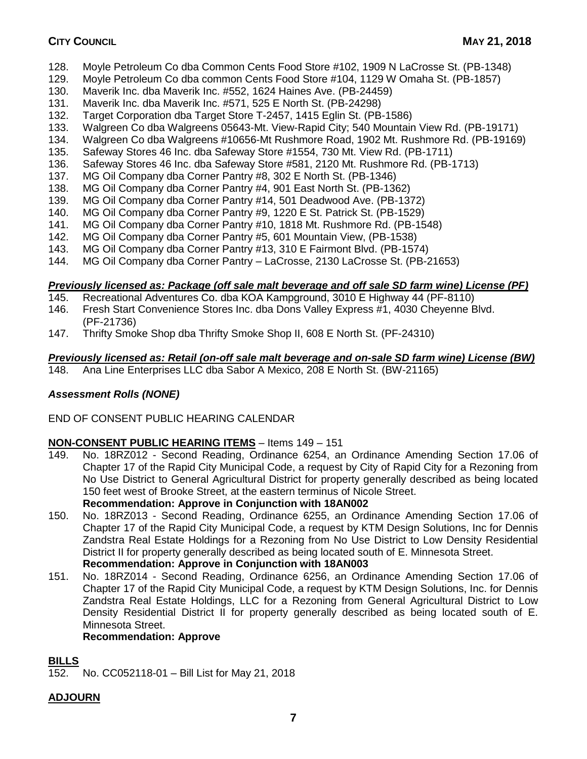128. Moyle Petroleum Co dba Common Cents Food Store #102, 1909 N LaCrosse St. (PB-1348)
129. Moyle Petroleum Co dba common Cents Food Store #104, 1129 W Omaha St. (PB-1857)
130. Maverik Inc. dba Maverik Inc. #552, 1624 Haines Ave. (PB-24459)
131. Maverik Inc. dba Maverik Inc. #571, 525 E North St. (PB-24298)
132. Target Corporation dba Target Store T-2457, 1415 Eglin St. (PB-1586)
133. Walgreen Co dba Walgreens 05643-Mt. View-Rapid City; 540 Mountain View Rd. (PB-19171)
134. Walgreen Co dba Walgreens #10656-Mt Rushmore Road, 1902 Mt. Rushmore Rd. (PB-19169)
135. Safeway Stores 46 Inc. dba Safeway Store #1554, 730 Mt. View Rd. (PB-1711)
136. Safeway Stores 46 Inc. dba Safeway Store #581, 2120 Mt. Rushmore Rd. (PB-1713)
137. MG Oil Company dba Corner Pantry #8, 302 E North St. (PB-1346)
138. MG Oil Company dba Corner Pantry #4, 901 East North St. (PB-1362)
139. MG Oil Company dba Corner Pantry #14, 501 Deadwood Ave. (PB-1372)
140. MG Oil Company dba Corner Pantry #9, 1220 E St. Patrick St. (PB-1529)
141. MG Oil Company dba Corner Pantry #10, 1818 Mt. Rushmore Rd. (PB-1548)
142. MG Oil Company dba Corner Pantry #5, 601 Mountain View, (PB-1538)
143. MG Oil Company dba Corner Pantry #13, 310 E Fairmont Blvd. (PB-1574)
144. MG Oil Company dba Corner Pantry – LaCrosse, 2130 LaCrosse St. (PB-21653)

***Previously licensed as: Package (off sale malt beverage and off sale SD farm wine) License (PF)***

145. Recreational Adventures Co. dba KOA Kampground, 3010 E Highway 44 (PF-8110)
146. Fresh Start Convenience Stores Inc. dba Dons Valley Express #1, 4030 Cheyenne Blvd. (PF-21736)
147. Thrifty Smoke Shop dba Thrifty Smoke Shop II, 608 E North St. (PF-24310)

***Previously licensed as: Retail (on-off sale malt beverage and on-sale SD farm wine) License (BW)***

148. Ana Line Enterprises LLC dba Sabor A Mexico, 208 E North St. (BW-21165)

***Assessment Rolls (NONE)***

END OF CONSENT PUBLIC HEARING CALENDAR

**NON-CONSENT PUBLIC HEARING ITEMS** – Items 149 – 151

149. No. 18RZ012 - Second Reading, Ordinance 6254, an Ordinance Amending Section 17.06 of Chapter 17 of the Rapid City Municipal Code, a request by City of Rapid City for a Rezoning from No Use District to General Agricultural District for property generally described as being located 150 feet west of Brooke Street, at the eastern terminus of Nicole Street.
**Recommendation: Approve in Conjunction with 18AN002**
150. No. 18RZ013 - Second Reading, Ordinance 6255, an Ordinance Amending Section 17.06 of Chapter 17 of the Rapid City Municipal Code, a request by KTM Design Solutions, Inc for Dennis Zandstra Real Estate Holdings for a Rezoning from No Use District to Low Density Residential District II for property generally described as being located south of E. Minnesota Street.
**Recommendation: Approve in Conjunction with 18AN003**
151. No. 18RZ014 - Second Reading, Ordinance 6256, an Ordinance Amending Section 17.06 of Chapter 17 of the Rapid City Municipal Code, a request by KTM Design Solutions, Inc. for Dennis Zandstra Real Estate Holdings, LLC for a Rezoning from General Agricultural District to Low Density Residential District II for property generally described as being located south of E. Minnesota Street.
**Recommendation: Approve**

**BILLS**

152. No. CC052118-01 – Bill List for May 21, 2018

**ADJOURN**